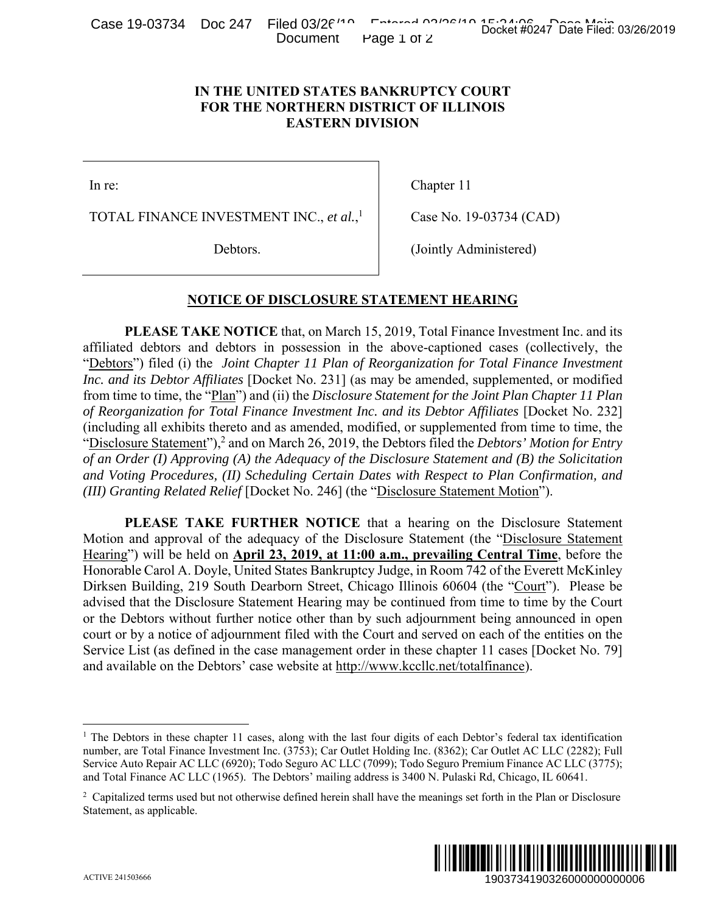# IN THE UNITED STATES BANKRUPTCY COURT FOR THE NORTHERN DISTRICT OF ILLINOIS EASTERN DIVISION

| | |
|---|---|
| In re: | Chapter 11 |
| TOTAL FINANCE INVESTMENT INC., *et al.*,[1] | Case No. 19-03734 (CAD) |
| Debtors. | (Jointly Administered) |

## NOTICE OF DISCLOSURE STATEMENT HEARING

**PLEASE TAKE NOTICE** that, on March 15, 2019, Total Finance Investment Inc. and its affiliated debtors and debtors in possession in the above-captioned cases (collectively, the "Debtors") filed (i) the *Joint Chapter 11 Plan of Reorganization for Total Finance Investment Inc. and its Debtor Affiliates* [Docket No. 231] (as may be amended, supplemented, or modified from time to time, the "Plan") and (ii) the *Disclosure Statement for the Joint Plan Chapter 11 Plan of Reorganization for Total Finance Investment Inc. and its Debtor Affiliates* [Docket No. 232] (including all exhibits thereto and as amended, modified, or supplemented from time to time, the "Disclosure Statement"),[2] and on March 26, 2019, the Debtors filed the *Debtors' Motion for Entry of an Order (I) Approving (A) the Adequacy of the Disclosure Statement and (B) the Solicitation and Voting Procedures, (II) Scheduling Certain Dates with Respect to Plan Confirmation, and (III) Granting Related Relief* [Docket No. 246] (the "Disclosure Statement Motion").

**PLEASE TAKE FURTHER NOTICE** that a hearing on the Disclosure Statement Motion and approval of the adequacy of the Disclosure Statement (the "Disclosure Statement Hearing") will be held on **April 23, 2019, at 11:00 a.m., prevailing Central Time**, before the Honorable Carol A. Doyle, United States Bankruptcy Judge, in Room 742 of the Everett McKinley Dirksen Building, 219 South Dearborn Street, Chicago Illinois 60604 (the "Court"). Please be advised that the Disclosure Statement Hearing may be continued from time to time by the Court or the Debtors without further notice other than by such adjournment being announced in open court or by a notice of adjournment filed with the Court and served on each of the entities on the Service List (as defined in the case management order in these chapter 11 cases [Docket No. 79] and available on the Debtors' case website at http://www.kccllc.net/totalfinance).

---

[1] The Debtors in these chapter 11 cases, along with the last four digits of each Debtor's federal tax identification number, are Total Finance Investment Inc. (3753); Car Outlet Holding Inc. (8362); Car Outlet AC LLC (2282); Full Service Auto Repair AC LLC (6920); Todo Seguro AC LLC (7099); Todo Seguro Premium Finance AC LLC (3775); and Total Finance AC LLC (1965). The Debtors' mailing address is 3400 N. Pulaski Rd, Chicago, IL 60641.

[2] Capitalized terms used but not otherwise defined herein shall have the meanings set forth in the Plan or Disclosure Statement, as applicable.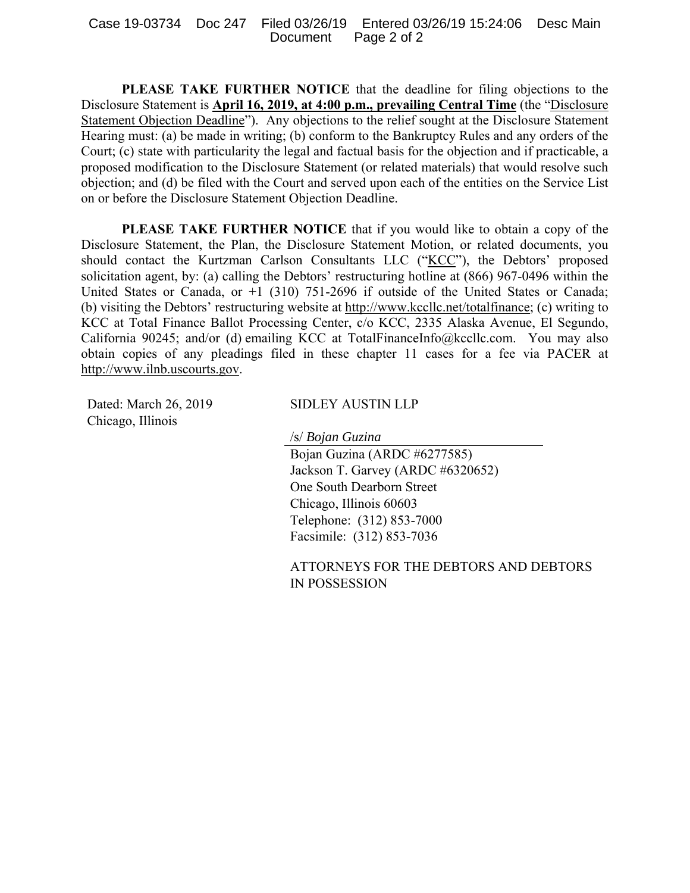**PLEASE TAKE FURTHER NOTICE** that the deadline for filing objections to the Disclosure Statement is **April 16, 2019, at 4:00 p.m., prevailing Central Time** (the "Disclosure Statement Objection Deadline"). Any objections to the relief sought at the Disclosure Statement Hearing must: (a) be made in writing; (b) conform to the Bankruptcy Rules and any orders of the Court; (c) state with particularity the legal and factual basis for the objection and if practicable, a proposed modification to the Disclosure Statement (or related materials) that would resolve such objection; and (d) be filed with the Court and served upon each of the entities on the Service List on or before the Disclosure Statement Objection Deadline.

**PLEASE TAKE FURTHER NOTICE** that if you would like to obtain a copy of the Disclosure Statement, the Plan, the Disclosure Statement Motion, or related documents, you should contact the Kurtzman Carlson Consultants LLC ("KCC"), the Debtors' proposed solicitation agent, by: (a) calling the Debtors' restructuring hotline at (866) 967-0496 within the United States or Canada, or +1 (310) 751-2696 if outside of the United States or Canada; (b) visiting the Debtors' restructuring website at http://www.kccllc.net/totalfinance; (c) writing to KCC at Total Finance Ballot Processing Center, c/o KCC, 2335 Alaska Avenue, El Segundo, California 90245; and/or (d) emailing KCC at TotalFinanceInfo@kccllc.com. You may also obtain copies of any pleadings filed in these chapter 11 cases for a fee via PACER at http://www.ilnb.uscourts.gov.

Dated: March 26, 2019
Chicago, Illinois

SIDLEY AUSTIN LLP

/s/ *Bojan Guzina*
Bojan Guzina (ARDC #6277585)
Jackson T. Garvey (ARDC #6320652)
One South Dearborn Street
Chicago, Illinois 60603
Telephone: (312) 853-7000
Facsimile: (312) 853-7036

ATTORNEYS FOR THE DEBTORS AND DEBTORS IN POSSESSION